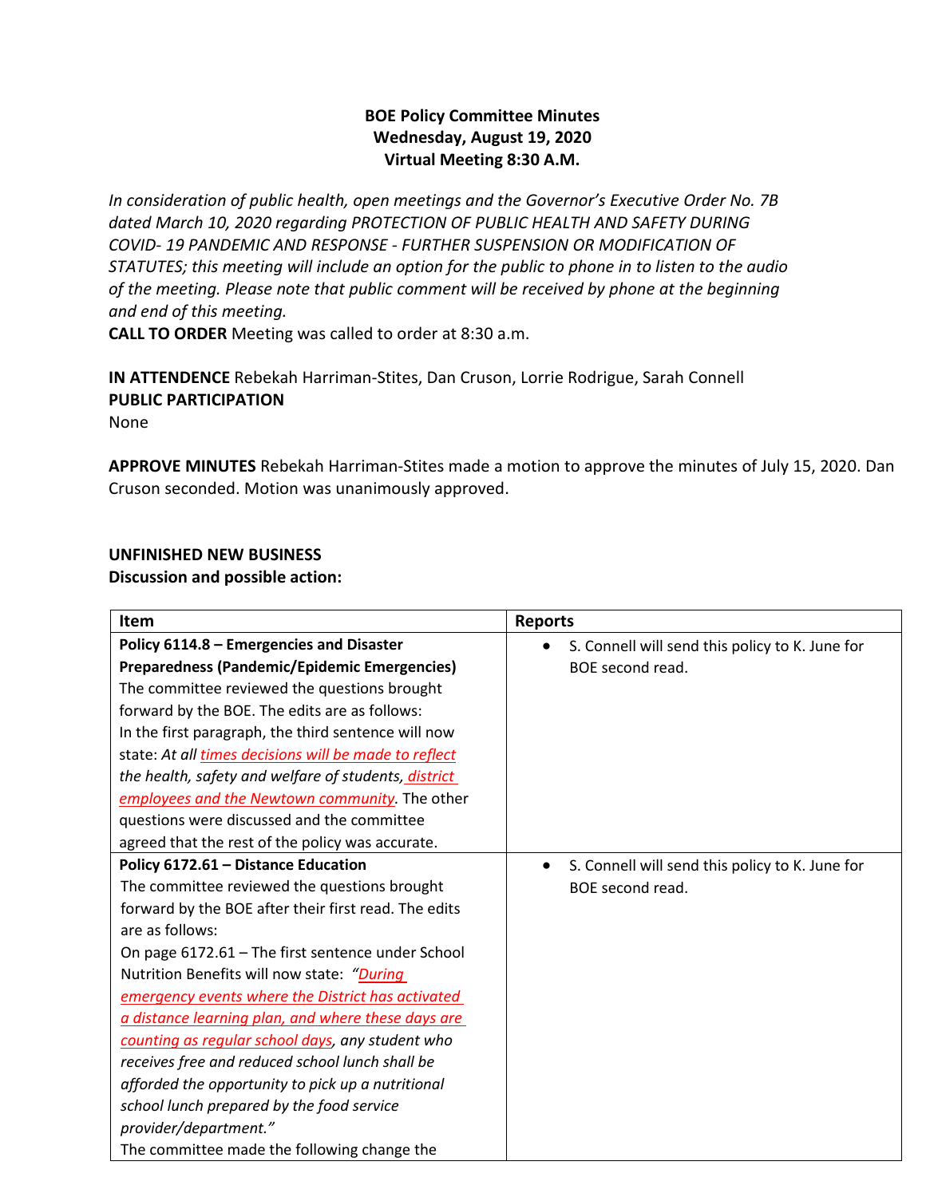**BOE Policy Committee Minutes**
**Wednesday, August 19, 2020**
**Virtual Meeting 8:30 A.M.**

*In consideration of public health, open meetings and the Governor's Executive Order No. 7B dated March 10, 2020 regarding PROTECTION OF PUBLIC HEALTH AND SAFETY DURING COVID- 19 PANDEMIC AND RESPONSE - FURTHER SUSPENSION OR MODIFICATION OF STATUTES; this meeting will include an option for the public to phone in to listen to the audio of the meeting. Please note that public comment will be received by phone at the beginning and end of this meeting.*

**CALL TO ORDER** Meeting was called to order at 8:30 a.m.

**IN ATTENDENCE** Rebekah Harriman-Stites, Dan Cruson, Lorrie Rodrigue, Sarah Connell

**PUBLIC PARTICIPATION**

None

**APPROVE MINUTES** Rebekah Harriman-Stites made a motion to approve the minutes of July 15, 2020. Dan Cruson seconded. Motion was unanimously approved.

**UNFINISHED NEW BUSINESS**

**Discussion and possible action:**

| Item | Reports |
|---|---|
| **Policy 6114.8 – Emergencies and Disaster Preparedness (Pandemic/Epidemic Emergencies)** The committee reviewed the questions brought forward by the BOE. The edits are as follows: In the first paragraph, the third sentence will now state: *At all times decisions will be made to reflect the health, safety and welfare of students, district employees and the Newtown community.* The other questions were discussed and the committee agreed that the rest of the policy was accurate. | • S. Connell will send this policy to K. June for BOE second read. |
| **Policy 6172.61 – Distance Education** The committee reviewed the questions brought forward by the BOE after their first read. The edits are as follows: On page 6172.61 – The first sentence under School Nutrition Benefits will now state: *"During emergency events where the District has activated a distance learning plan, and where these days are counting as regular school days, any student who receives free and reduced school lunch shall be afforded the opportunity to pick up a nutritional school lunch prepared by the food service provider/department."* The committee made the following change the | • S. Connell will send this policy to K. June for BOE second read. |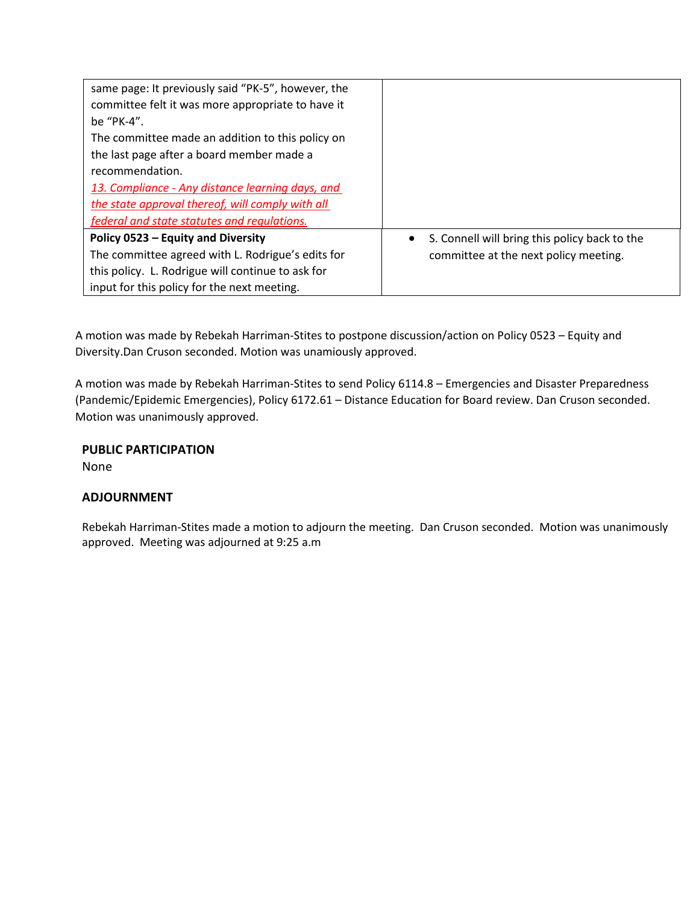| | |
|---|---|
| same page: It previously said "PK-5", however, the committee felt it was more appropriate to have it be "PK-4".<br>The committee made an addition to this policy on the last page after a board member made a recommendation.<br>*13. Compliance - Any distance learning days, and the state approval thereof, will comply with all federal and state statutes and regulations.* | |
| **Policy 0523 – Equity and Diversity**<br>The committee agreed with L. Rodrigue's edits for this policy. L. Rodrigue will continue to ask for input for this policy for the next meeting. | • S. Connell will bring this policy back to the committee at the next policy meeting. |

A motion was made by Rebekah Harriman-Stites to postpone discussion/action on Policy 0523 – Equity and Diversity.Dan Cruson seconded. Motion was unamiously approved.

A motion was made by Rebekah Harriman-Stites to send Policy 6114.8 – Emergencies and Disaster Preparedness (Pandemic/Epidemic Emergencies), Policy 6172.61 – Distance Education for Board review. Dan Cruson seconded. Motion was unanimously approved.

**PUBLIC PARTICIPATION**

None

**ADJOURNMENT**

Rebekah Harriman-Stites made a motion to adjourn the meeting. Dan Cruson seconded. Motion was unanimously approved. Meeting was adjourned at 9:25 a.m